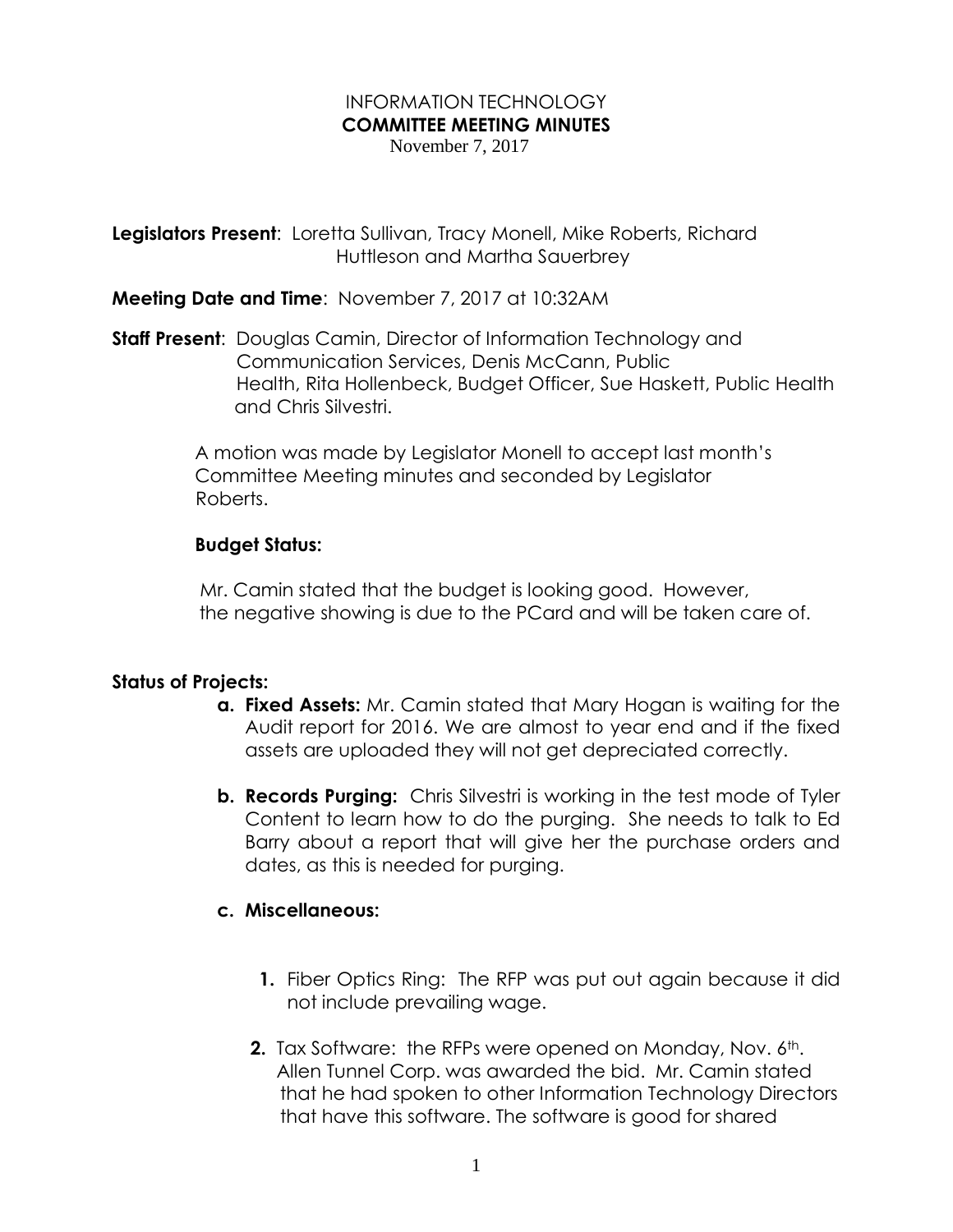# INFORMATION TECHNOLOGY
## COMMITTEE MEETING MINUTES
November 7, 2017

**Legislators Present**: Loretta Sullivan, Tracy Monell, Mike Roberts, Richard Huttleson and Martha Sauerbrey

**Meeting Date and Time**: November 7, 2017 at 10:32AM

**Staff Present**: Douglas Camin, Director of Information Technology and Communication Services, Denis McCann, Public Health, Rita Hollenbeck, Budget Officer, Sue Haskett, Public Health and Chris Silvestri.

A motion was made by Legislator Monell to accept last month's Committee Meeting minutes and seconded by Legislator Roberts.

**Budget Status:**

Mr. Camin stated that the budget is looking good. However, the negative showing is due to the PCard and will be taken care of.

**Status of Projects:**

- **a. Fixed Assets:** Mr. Camin stated that Mary Hogan is waiting for the Audit report for 2016. We are almost to year end and if the fixed assets are uploaded they will not get depreciated correctly.
- **b. Records Purging:** Chris Silvestri is working in the test mode of Tyler Content to learn how to do the purging. She needs to talk to Ed Barry about a report that will give her the purchase orders and dates, as this is needed for purging.
- **c. Miscellaneous:**
  1. Fiber Optics Ring: The RFP was put out again because it did not include prevailing wage.
  2. Tax Software: the RFPs were opened on Monday, Nov. 6th. Allen Tunnel Corp. was awarded the bid. Mr. Camin stated that he had spoken to other Information Technology Directors that have this software. The software is good for shared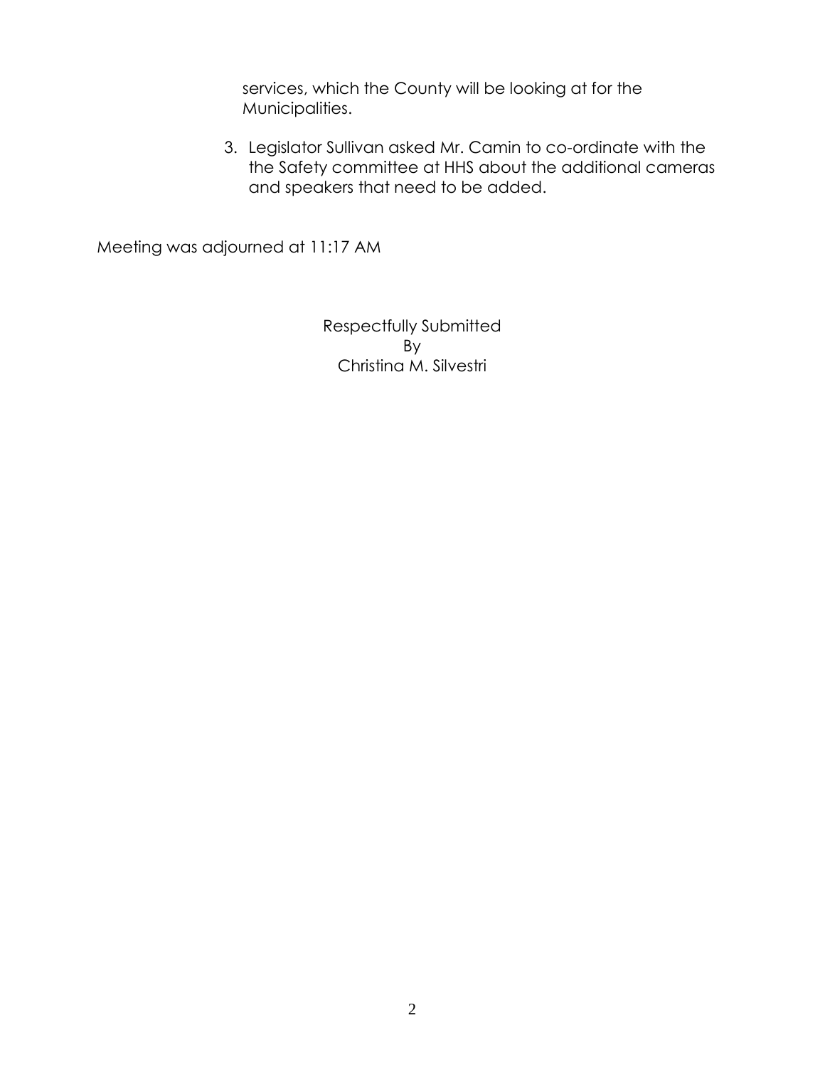services, which the County will be looking at for the Municipalities.

3. Legislator Sullivan asked Mr. Camin to co-ordinate with the the Safety committee at HHS about the additional cameras and speakers that need to be added.

Meeting was adjourned at 11:17 AM

Respectfully Submitted
By
Christina M. Silvestri